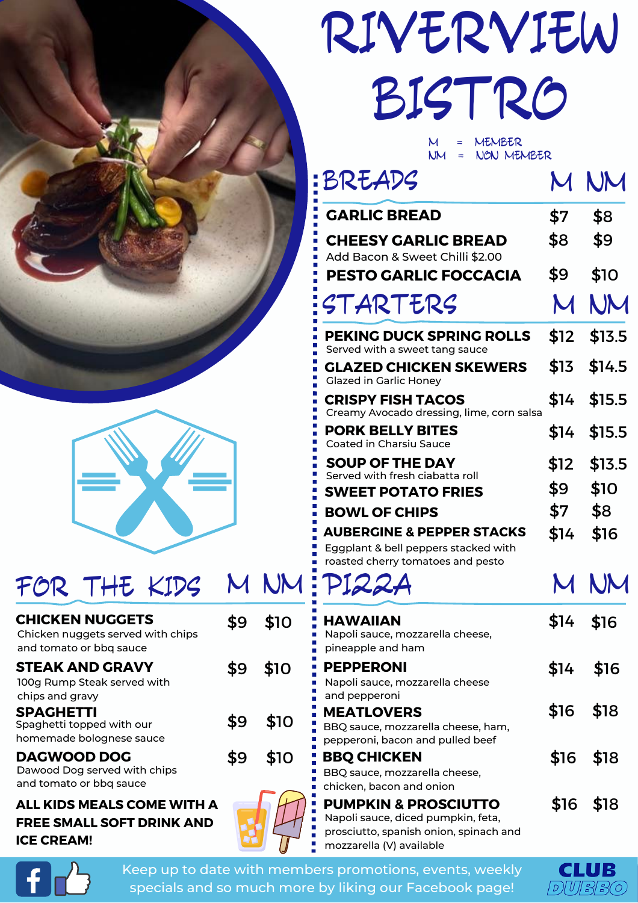# RIVERVIEW BISTRO

M = MEMBER
NM = NON MEMBER

## BREADS

| | M | NM |
|---|---|---|
| **GARLIC BREAD** | $7 | $8 |
| **CHEESY GARLIC BREAD**<br>Add Bacon & Sweet Chilli $2.00 | $8 | $9 |
| **PESTO GARLIC FOCCACIA** | $9 | $10 |

## STARTERS

| | M | NM |
|---|---|---|
| **PEKING DUCK SPRING ROLLS**<br>Served with a sweet tang sauce | $12 | $13.5 |
| **GLAZED CHICKEN SKEWERS**<br>Glazed in Garlic Honey | $13 | $14.5 |
| **CRISPY FISH TACOS**<br>Creamy Avocado dressing, lime, corn salsa | $14 | $15.5 |
| **PORK BELLY BITES**<br>Coated in Charsiu Sauce | $14 | $15.5 |
| **SOUP OF THE DAY**<br>Served with fresh ciabatta roll | $12 | $13.5 |
| **SWEET POTATO FRIES** | $9 | $10 |
| **BOWL OF CHIPS** | $7 | $8 |
| **AUBERGINE & PEPPER STACKS**<br>Eggplant & bell peppers stacked with roasted cherry tomatoes and pesto | $14 | $16 |

## PIZZA

| | M | NM |
|---|---|---|
| **HAWAIIAN**<br>Napoli sauce, mozzarella cheese, pineapple and ham | $14 | $16 |
| **PEPPERONI**<br>Napoli sauce, mozzarella cheese and pepperoni | $14 | $16 |
| **MEATLOVERS**<br>BBQ sauce, mozzarella cheese, ham, pepperoni, bacon and pulled beef | $16 | $18 |
| **BBQ CHICKEN**<br>BBQ sauce, mozzarella cheese, chicken, bacon and onion | $16 | $18 |
| **PUMPKIN & PROSCIUTTO**<br>Napoli sauce, diced pumpkin, feta, prosciutto, spanish onion, spinach and mozzarella (V) available | $16 | $18 |

## FOR THE KIDS

| | M | NM |
|---|---|---|
| **CHICKEN NUGGETS**<br>Chicken nuggets served with chips and tomato or bbq sauce | $9 | $10 |
| **STEAK AND GRAVY**<br>100g Rump Steak served with chips and gravy | $9 | $10 |
| **SPAGHETTI**<br>Spaghetti topped with our homemade bolognese sauce | $9 | $10 |
| **DAGWOOD DOG**<br>Dawood Dog served with chips and tomato or bbq sauce | $9 | $10 |

**ALL KIDS MEALS COME WITH A FREE SMALL SOFT DRINK AND ICE CREAM!**

Keep up to date with members promotions, events, weekly specials and so much more by liking our Facebook page!

CLUB DUBBO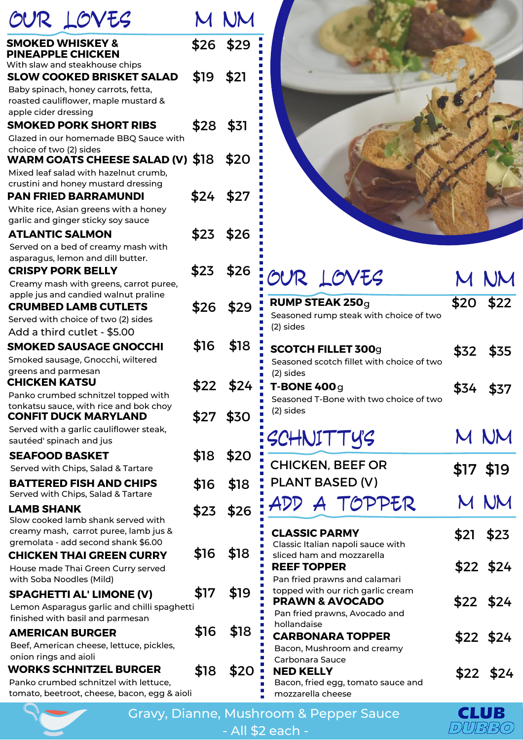## OUR LOVES

| | M | NM |
|---|---|---|
| **SMOKED WHISKEY & PINEAPPLE CHICKEN**<br>With slaw and steakhouse chips | $26 | $29 |
| **SLOW COOKED BRISKET SALAD**<br>Baby spinach, honey carrots, fetta, roasted cauliflower, maple mustard & apple cider dressing | $19 | $21 |
| **SMOKED PORK SHORT RIBS**<br>Glazed in our homemade BBQ Sauce with choice of two (2) sides | $28 | $31 |
| **WARM GOATS CHEESE SALAD (V)**<br>Mixed leaf salad with hazelnut crumb, crustini and honey mustard dressing | $18 | $20 |
| **PAN FRIED BARRAMUNDI**<br>White rice, Asian greens with a honey garlic and ginger sticky soy sauce | $24 | $27 |
| **ATLANTIC SALMON**<br>Served on a bed of creamy mash with asparagus, lemon and dill butter. | $23 | $26 |
| **CRISPY PORK BELLY**<br>Creamy mash with greens, carrot puree, apple jus and candied walnut praline | $23 | $26 |
| **CRUMBED LAMB CUTLETS**<br>Served with choice of two (2) sides<br>Add a third cutlet - $5.00 | $26 | $29 |
| **SMOKED SAUSAGE GNOCCHI**<br>Smoked sausage, Gnocchi, wiltered greens and parmesan | $16 | $18 |
| **CHICKEN KATSU**<br>Panko crumbed schnitzel topped with tonkatsu sauce, with rice and bok choy | $22 | $24 |
| **CONFIT DUCK MARYLAND**<br>Served with a garlic cauliflower steak, sautéed' spinach and jus | $27 | $30 |
| **SEAFOOD BASKET**<br>Served with Chips, Salad & Tartare | $18 | $20 |
| **BATTERED FISH AND CHIPS**<br>Served with Chips, Salad & Tartare | $16 | $18 |
| **LAMB SHANK**<br>Slow cooked lamb shank served with creamy mash, carrot puree, lamb jus & gremolata - add second shank $6.00 | $23 | $26 |
| **CHICKEN THAI GREEN CURRY**<br>House made Thai Green Curry served with Soba Noodles (Mild) | $16 | $18 |
| **SPAGHETTI AL' LIMONE (V)**<br>Lemon Asparagus garlic and chilli spaghetti finished with basil and parmesan | $17 | $19 |
| **AMERICAN BURGER**<br>Beef, American cheese, lettuce, pickles, onion rings and aioli | $16 | $18 |
| **WORKS SCHNITZEL BURGER**<br>Panko crumbed schnitzel with lettuce, tomato, beetroot, cheese, bacon, egg & aioli | $18 | $20 |

## OUR LOVES

| | M | NM |
|---|---|---|
| **RUMP STEAK 250g**<br>Seasoned rump steak with choice of two (2) sides | $20 | $22 |
| **SCOTCH FILLET 300g**<br>Seasoned scotch fillet with choice of two (2) sides | $32 | $35 |
| **T-BONE 400g**<br>Seasoned T-Bone with two choice of two (2) sides | $34 | $37 |

## SCHNITTY'S

| | M | NM |
|---|---|---|
| CHICKEN, BEEF OR PLANT BASED (V) | $17 | $19 |

## ADD A TOPPER

| | M | NM |
|---|---|---|
| **CLASSIC PARMY**<br>Classic Italian napoli sauce with sliced ham and mozzarella | $21 | $23 |
| **REEF TOPPER**<br>Pan fried prawns and calamari topped with our rich garlic cream | $22 | $24 |
| **PRAWN & AVOCADO**<br>Pan fried prawns, Avocado and hollandaise | $22 | $24 |
| **CARBONARA TOPPER**<br>Bacon, Mushroom and creamy Carbonara Sauce | $22 | $24 |
| **NED KELLY**<br>Bacon, fried egg, tomato sauce and mozzarella cheese | $22 | $24 |

Gravy, Dianne, Mushroom & Pepper Sauce
- All $2 each -

CLUB DUBBO